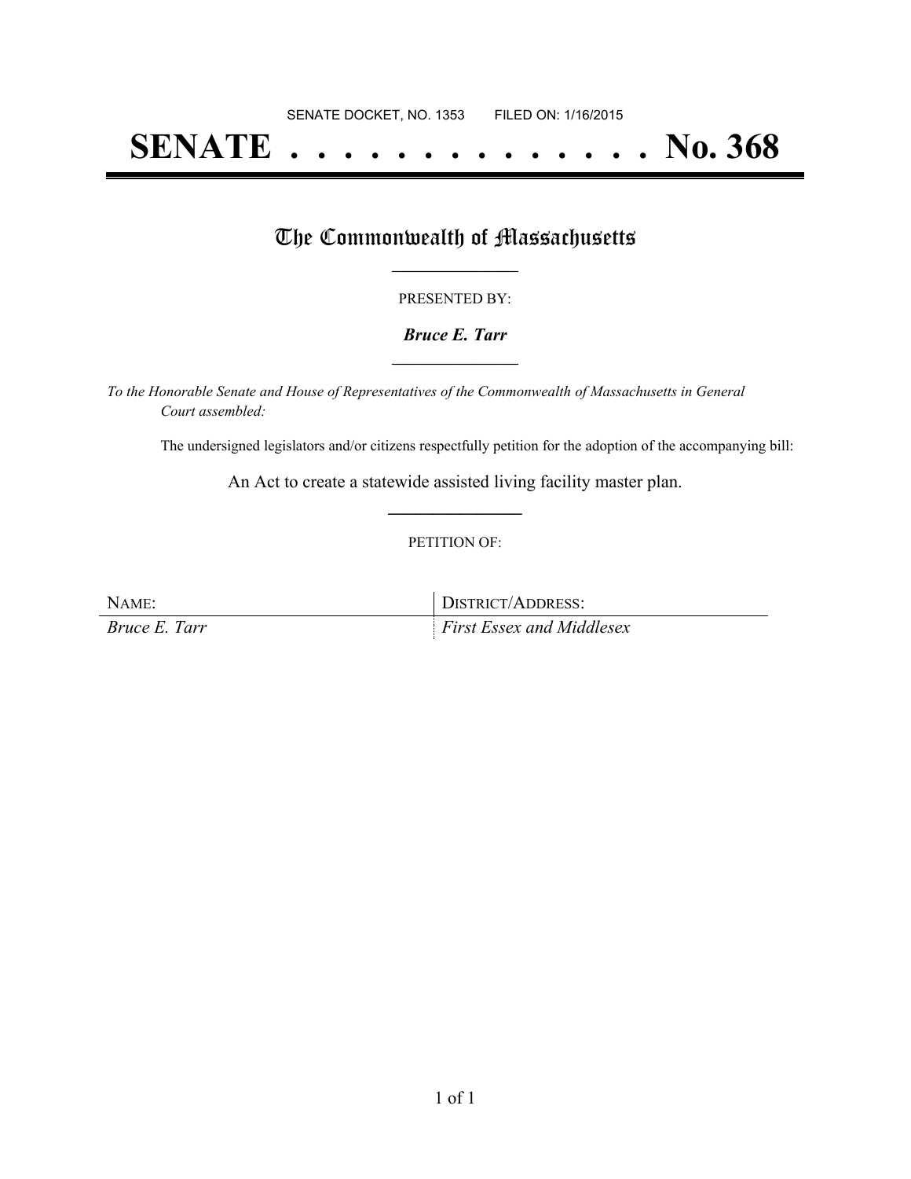SENATE DOCKET, NO. 1353        FILED ON: 1/16/2015

# SENATE . . . . . . . . . . . . . . No. 368

## The Commonwealth of Massachusetts

PRESENTED BY:

***Bruce E. Tarr***

*To the Honorable Senate and House of Representatives of the Commonwealth of Massachusetts in General Court assembled:*

The undersigned legislators and/or citizens respectfully petition for the adoption of the accompanying bill:

An Act to create a statewide assisted living facility master plan.

PETITION OF:

| NAME: | DISTRICT/ADDRESS: |
| --- | --- |
| *Bruce E. Tarr* | *First Essex and Middlesex* |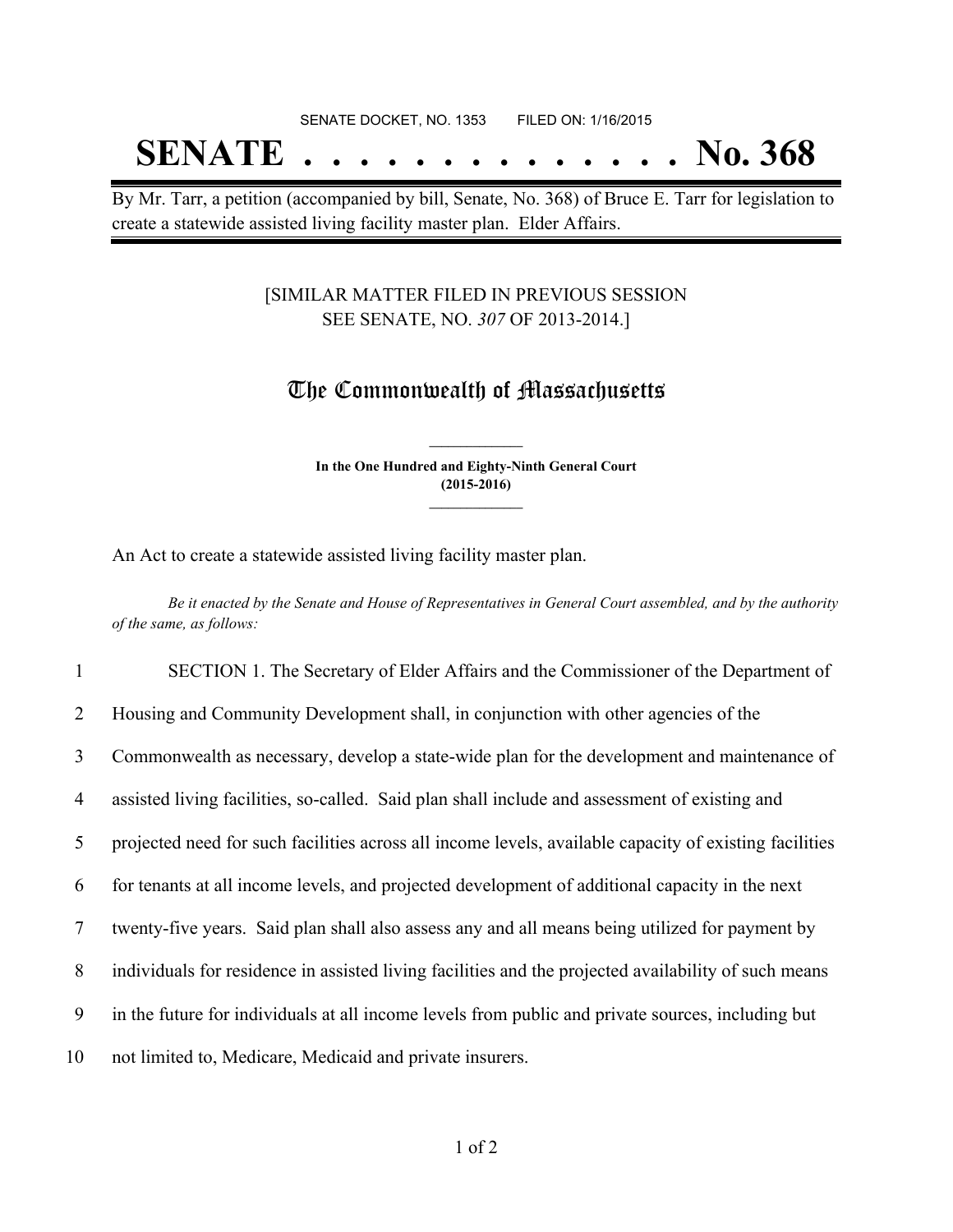SENATE DOCKET, NO. 1353 FILED ON: 1/16/2015

# SENATE . . . . . . . . . . . . . . No. 368

By Mr. Tarr, a petition (accompanied by bill, Senate, No. 368) of Bruce E. Tarr for legislation to create a statewide assisted living facility master plan. Elder Affairs.

[SIMILAR MATTER FILED IN PREVIOUS SESSION SEE SENATE, NO. *307* OF 2013-2014.]

## The Commonwealth of Massachusetts

**In the One Hundred and Eighty-Ninth General Court (2015-2016)**

An Act to create a statewide assisted living facility master plan.

*Be it enacted by the Senate and House of Representatives in General Court assembled, and by the authority of the same, as follows:*

1 SECTION 1. The Secretary of Elder Affairs and the Commissioner of the Department of
2 Housing and Community Development shall, in conjunction with other agencies of the
3 Commonwealth as necessary, develop a state-wide plan for the development and maintenance of
4 assisted living facilities, so-called. Said plan shall include and assessment of existing and
5 projected need for such facilities across all income levels, available capacity of existing facilities
6 for tenants at all income levels, and projected development of additional capacity in the next
7 twenty-five years. Said plan shall also assess any and all means being utilized for payment by
8 individuals for residence in assisted living facilities and the projected availability of such means
9 in the future for individuals at all income levels from public and private sources, including but
10 not limited to, Medicare, Medicaid and private insurers.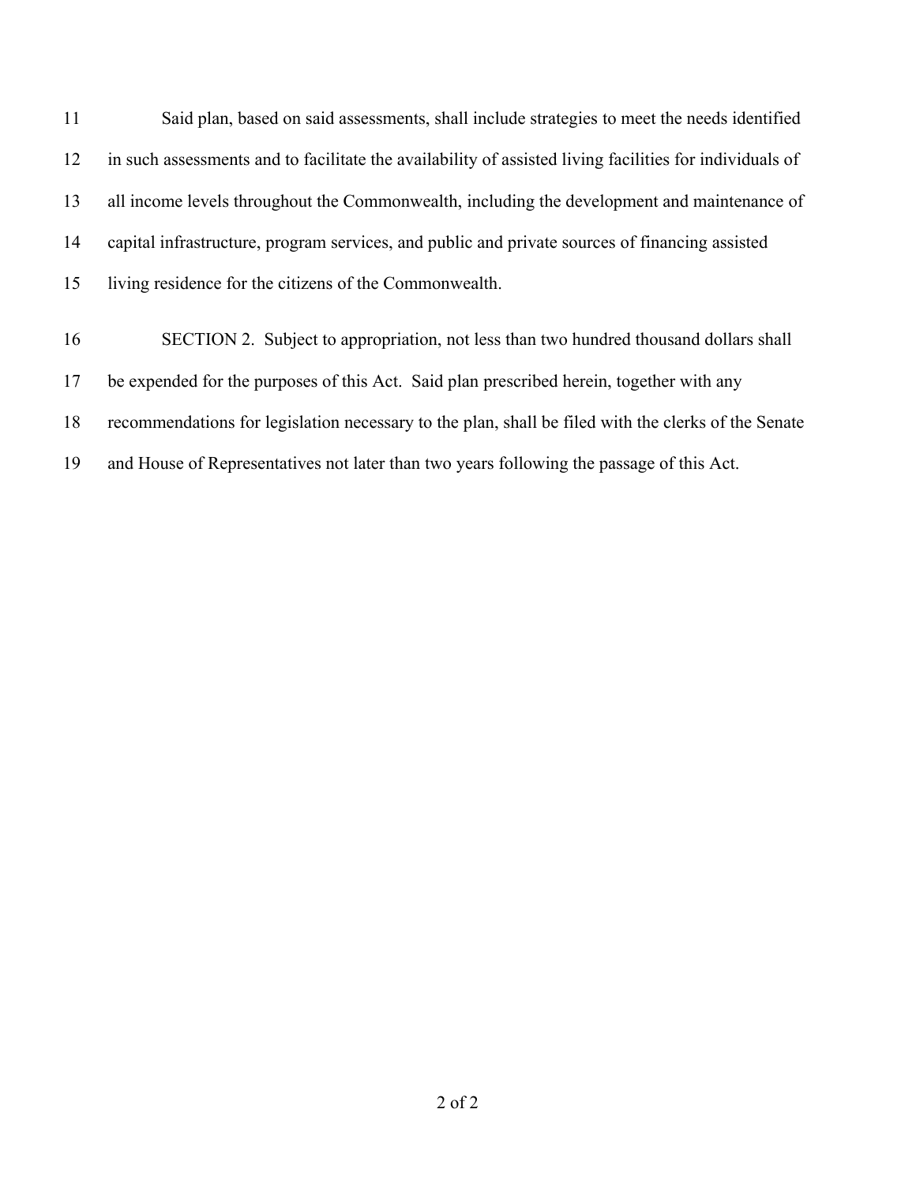Said plan, based on said assessments, shall include strategies to meet the needs identified in such assessments and to facilitate the availability of assisted living facilities for individuals of all income levels throughout the Commonwealth, including the development and maintenance of capital infrastructure, program services, and public and private sources of financing assisted living residence for the citizens of the Commonwealth.

SECTION 2. Subject to appropriation, not less than two hundred thousand dollars shall be expended for the purposes of this Act. Said plan prescribed herein, together with any recommendations for legislation necessary to the plan, shall be filed with the clerks of the Senate and House of Representatives not later than two years following the passage of this Act.